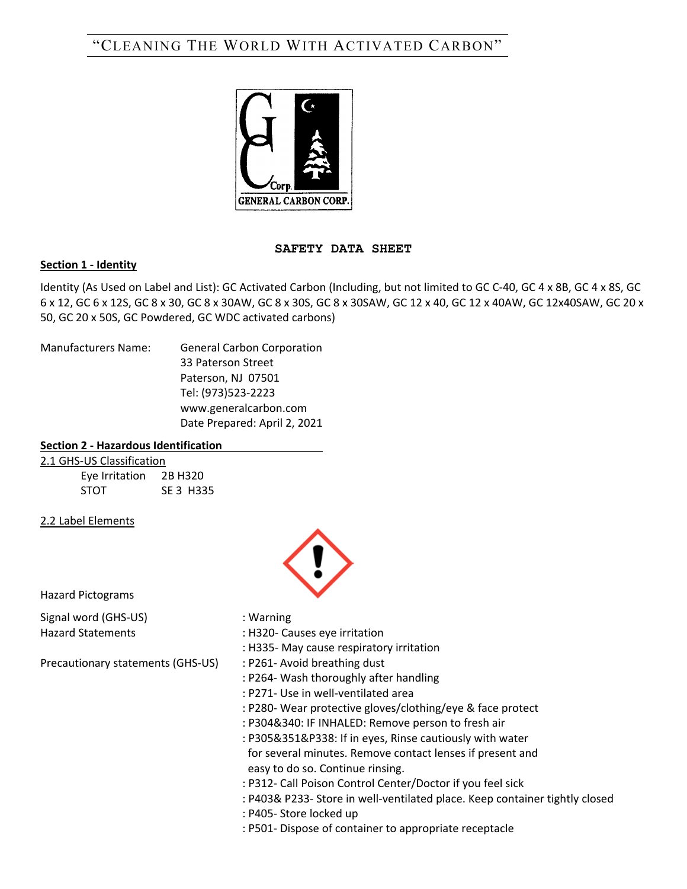"CLEANING THE WORLD WITH ACTIVATED CARBON"

GENERAL CARBON CORP.

# SAFETY DATA SHEET

## Section 1 - Identity

Identity (As Used on Label and List): GC Activated Carbon (Including, but not limited to GC C-40, GC 4 x 8B, GC 4 x 8S, GC 6 x 12, GC 6 x 12S, GC 8 x 30, GC 8 x 30AW, GC 8 x 30S, GC 8 x 30SAW, GC 12 x 40, GC 12 x 40AW, GC 12x40SAW, GC 20 x 50, GC 20 x 50S, GC Powdered, GC WDC activated carbons)

Manufacturers Name: General Carbon Corporation
33 Paterson Street
Paterson, NJ 07501
Tel: (973)523-2223
www.generalcarbon.com
Date Prepared: April 2, 2021

## Section 2 - Hazardous Identification

### 2.1 GHS-US Classification

| | |
|---|---|
| Eye Irritation | 2B H320 |
| STOT | SE 3 H335 |

### 2.2 Label Elements

Hazard Pictograms

Signal word (GHS-US) : Warning

Hazard Statements
: H320- Causes eye irritation
: H335- May cause respiratory irritation

Precautionary statements (GHS-US)
: P261- Avoid breathing dust
: P264- Wash thoroughly after handling
: P271- Use in well-ventilated area
: P280- Wear protective gloves/clothing/eye & face protect
: P304&340: IF INHALED: Remove person to fresh air
: P305&351&P338: If in eyes, Rinse cautiously with water for several minutes. Remove contact lenses if present and easy to do so. Continue rinsing.
: P312- Call Poison Control Center/Doctor if you feel sick
: P403& P233- Store in well-ventilated place. Keep container tightly closed
: P405- Store locked up
: P501- Dispose of container to appropriate receptacle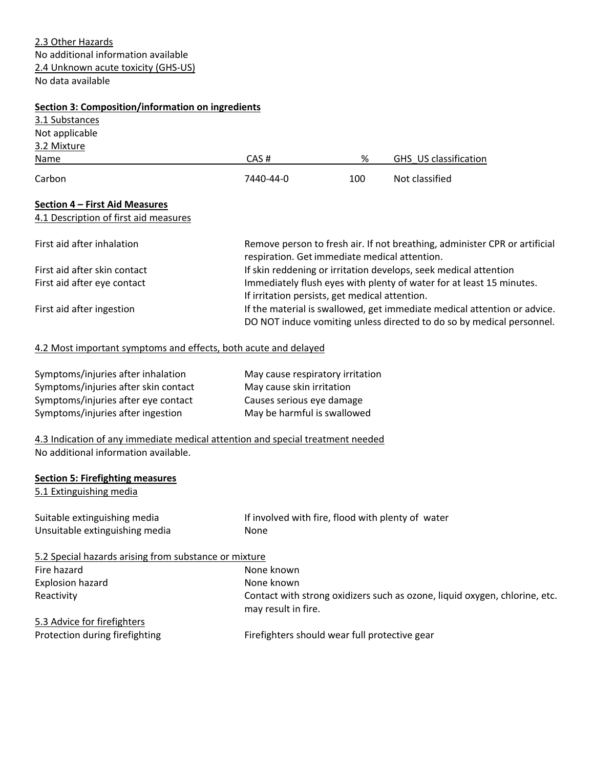2.3 Other Hazards

No additional information available

2.4 Unknown acute toxicity (GHS-US)

No data available

**Section 3: Composition/information on ingredients**

3.1 Substances

Not applicable

3.2 Mixture

| Name | CAS # | % | GHS_US classification |
|---|---|---|---|
| Carbon | 7440-44-0 | 100 | Not classified |

**Section 4 – First Aid Measures**

4.1 Description of first aid measures

| | |
|---|---|
| First aid after inhalation | Remove person to fresh air. If not breathing, administer CPR or artificial respiration. Get immediate medical attention. |
| First aid after skin contact | If skin reddening or irritation develops, seek medical attention |
| First aid after eye contact | Immediately flush eyes with plenty of water for at least 15 minutes. If irritation persists, get medical attention. |
| First aid after ingestion | If the material is swallowed, get immediate medical attention or advice. DO NOT induce vomiting unless directed to do so by medical personnel. |

4.2 Most important symptoms and effects, both acute and delayed

| | |
|---|---|
| Symptoms/injuries after inhalation | May cause respiratory irritation |
| Symptoms/injuries after skin contact | May cause skin irritation |
| Symptoms/injuries after eye contact | Causes serious eye damage |
| Symptoms/injuries after ingestion | May be harmful is swallowed |

4.3 Indication of any immediate medical attention and special treatment needed

No additional information available.

**Section 5: Firefighting measures**

5.1 Extinguishing media

| | |
|---|---|
| Suitable extinguishing media | If involved with fire, flood with plenty of water |
| Unsuitable extinguishing media | None |

5.2 Special hazards arising from substance or mixture

| | |
|---|---|
| Fire hazard | None known |
| Explosion hazard | None known |
| Reactivity | Contact with strong oxidizers such as ozone, liquid oxygen, chlorine, etc. may result in fire. |

5.3 Advice for firefighters

| | |
|---|---|
| Protection during firefighting | Firefighters should wear full protective gear |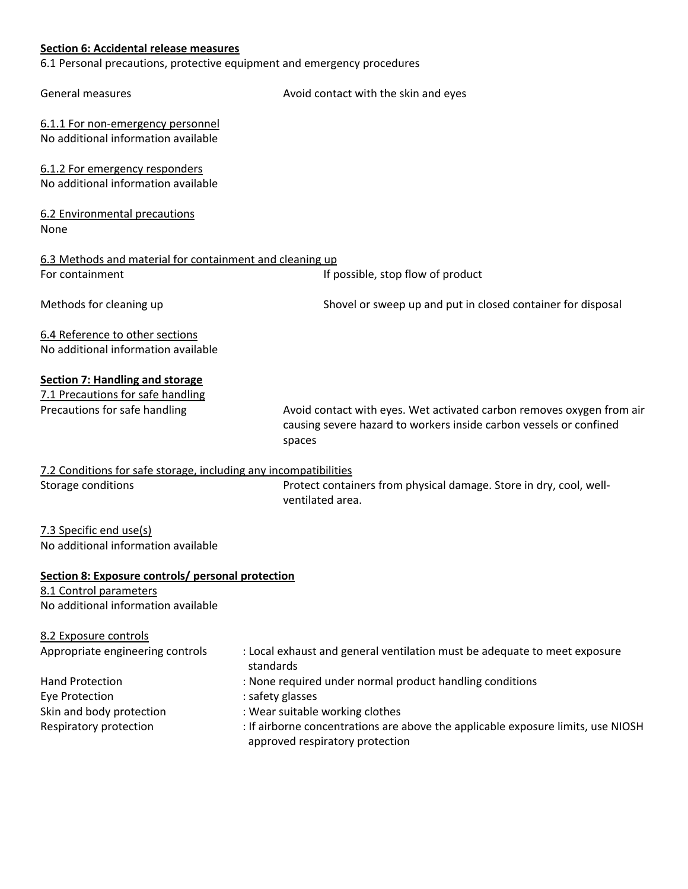## Section 6: Accidental release measures

6.1 Personal precautions, protective equipment and emergency procedures

General measures: Avoid contact with the skin and eyes

6.1.1 For non-emergency personnel

No additional information available

6.1.2 For emergency responders

No additional information available

6.2 Environmental precautions

None

6.3 Methods and material for containment and cleaning up

For containment: If possible, stop flow of product

Methods for cleaning up: Shovel or sweep up and put in closed container for disposal

6.4 Reference to other sections

No additional information available

## Section 7: Handling and storage

7.1 Precautions for safe handling

Precautions for safe handling: Avoid contact with eyes. Wet activated carbon removes oxygen from air causing severe hazard to workers inside carbon vessels or confined spaces

7.2 Conditions for safe storage, including any incompatibilities

Storage conditions: Protect containers from physical damage. Store in dry, cool, well-ventilated area.

7.3 Specific end use(s)

No additional information available

## Section 8: Exposure controls/ personal protection

8.1 Control parameters

No additional information available

8.2 Exposure controls

Appropriate engineering controls : Local exhaust and general ventilation must be adequate to meet exposure standards

Hand Protection : None required under normal product handling conditions

Eye Protection : safety glasses

Skin and body protection : Wear suitable working clothes

Respiratory protection : If airborne concentrations are above the applicable exposure limits, use NIOSH approved respiratory protection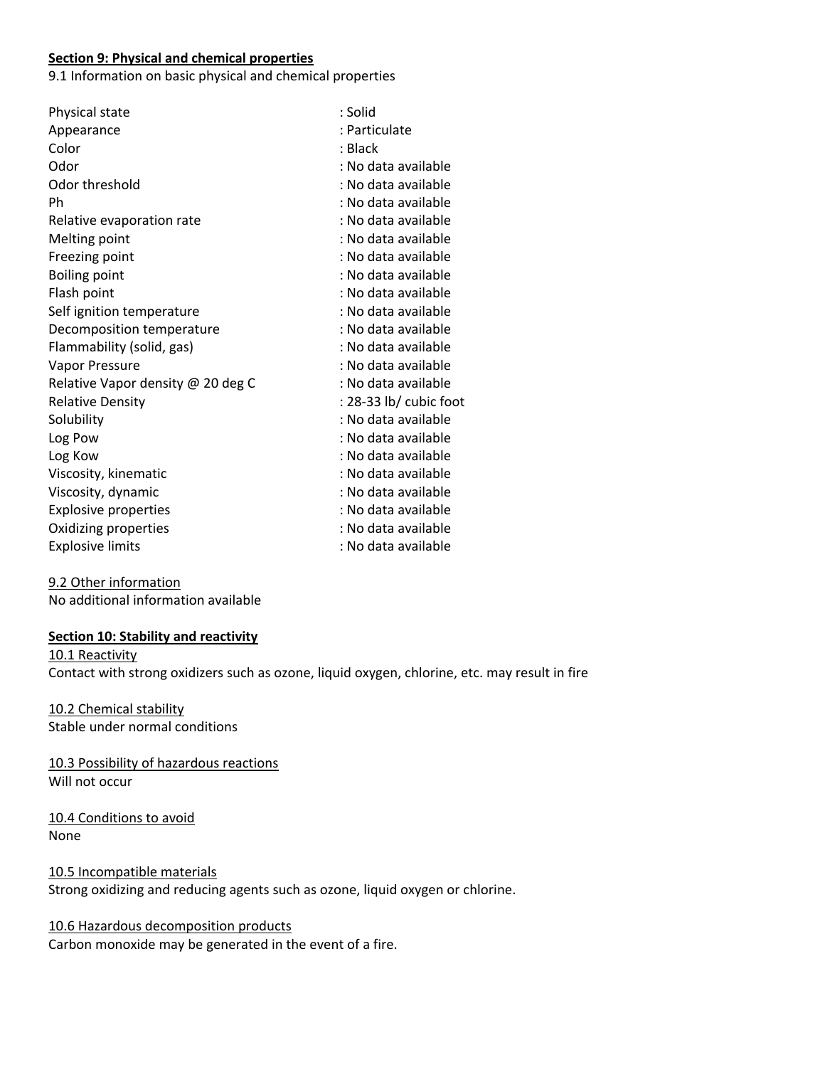**Section 9: Physical and chemical properties**

9.1 Information on basic physical and chemical properties

| | |
|---|---|
| Physical state | : Solid |
| Appearance | : Particulate |
| Color | : Black |
| Odor | : No data available |
| Odor threshold | : No data available |
| Ph | : No data available |
| Relative evaporation rate | : No data available |
| Melting point | : No data available |
| Freezing point | : No data available |
| Boiling point | : No data available |
| Flash point | : No data available |
| Self ignition temperature | : No data available |
| Decomposition temperature | : No data available |
| Flammability (solid, gas) | : No data available |
| Vapor Pressure | : No data available |
| Relative Vapor density @ 20 deg C | : No data available |
| Relative Density | : 28-33 lb/ cubic foot |
| Solubility | : No data available |
| Log Pow | : No data available |
| Log Kow | : No data available |
| Viscosity, kinematic | : No data available |
| Viscosity, dynamic | : No data available |
| Explosive properties | : No data available |
| Oxidizing properties | : No data available |
| Explosive limits | : No data available |

9.2 Other information

No additional information available

**Section 10: Stability and reactivity**

10.1 Reactivity

Contact with strong oxidizers such as ozone, liquid oxygen, chlorine, etc. may result in fire

10.2 Chemical stability

Stable under normal conditions

10.3 Possibility of hazardous reactions

Will not occur

10.4 Conditions to avoid

None

10.5 Incompatible materials

Strong oxidizing and reducing agents such as ozone, liquid oxygen or chlorine.

10.6 Hazardous decomposition products

Carbon monoxide may be generated in the event of a fire.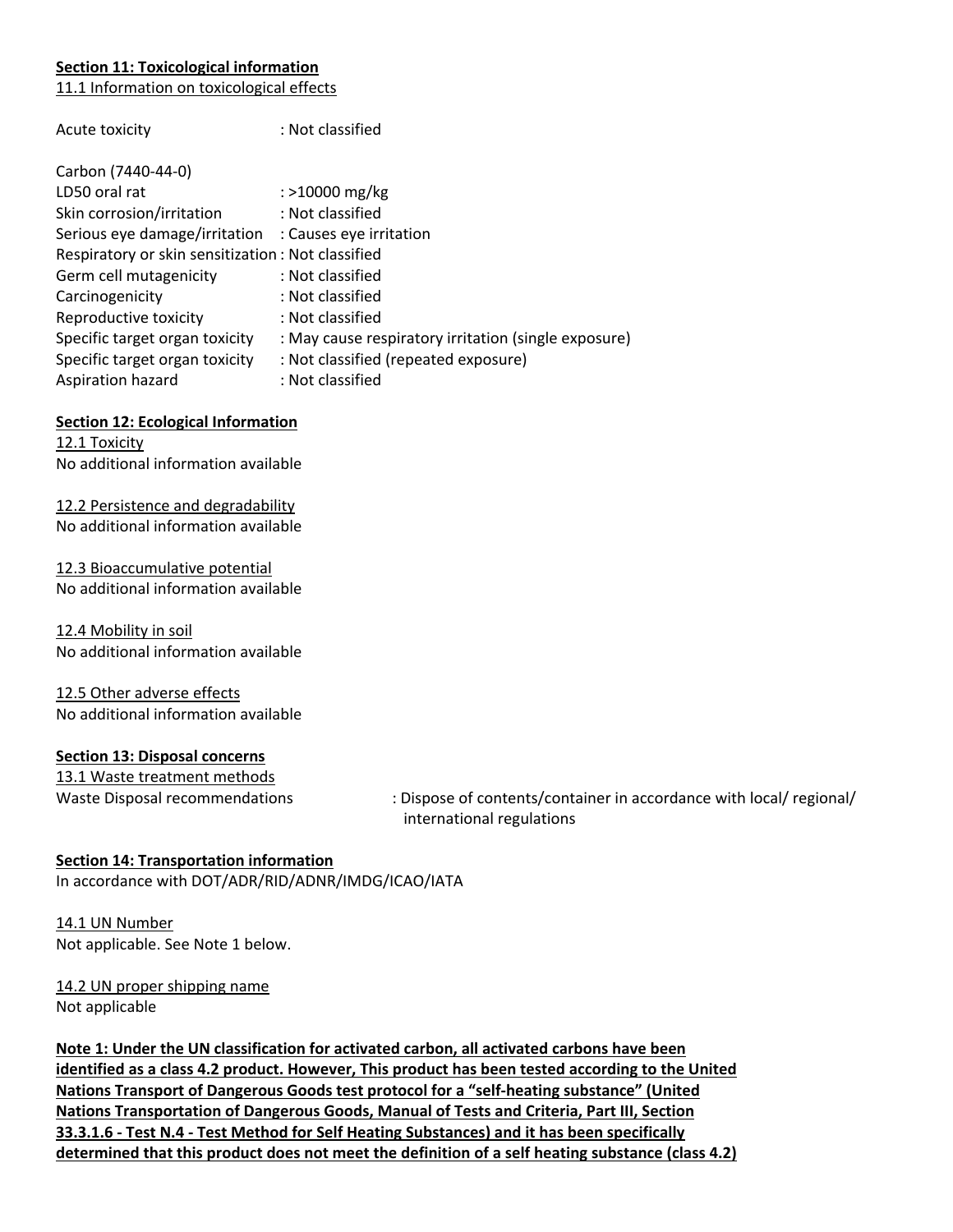**Section 11: Toxicological information**

11.1 Information on toxicological effects

Acute toxicity : Not classified

Carbon (7440-44-0)

LD50 oral rat : >10000 mg/kg

Skin corrosion/irritation : Not classified

Serious eye damage/irritation : Causes eye irritation

Respiratory or skin sensitization : Not classified

Germ cell mutagenicity : Not classified

Carcinogenicity : Not classified

Reproductive toxicity : Not classified

Specific target organ toxicity : May cause respiratory irritation (single exposure)

Specific target organ toxicity : Not classified (repeated exposure)

Aspiration hazard : Not classified

**Section 12: Ecological Information**

12.1 Toxicity

No additional information available

12.2 Persistence and degradability

No additional information available

12.3 Bioaccumulative potential

No additional information available

12.4 Mobility in soil

No additional information available

12.5 Other adverse effects

No additional information available

**Section 13: Disposal concerns**

13.1 Waste treatment methods

Waste Disposal recommendations : Dispose of contents/container in accordance with local/ regional/ international regulations

**Section 14: Transportation information**

In accordance with DOT/ADR/RID/ADNR/IMDG/ICAO/IATA

14.1 UN Number

Not applicable. See Note 1 below.

14.2 UN proper shipping name

Not applicable

**Note 1: Under the UN classification for activated carbon, all activated carbons have been identified as a class 4.2 product. However, This product has been tested according to the United Nations Transport of Dangerous Goods test protocol for a "self-heating substance" (United Nations Transportation of Dangerous Goods, Manual of Tests and Criteria, Part III, Section 33.3.1.6 - Test N.4 - Test Method for Self Heating Substances) and it has been specifically determined that this product does not meet the definition of a self heating substance (class 4.2)**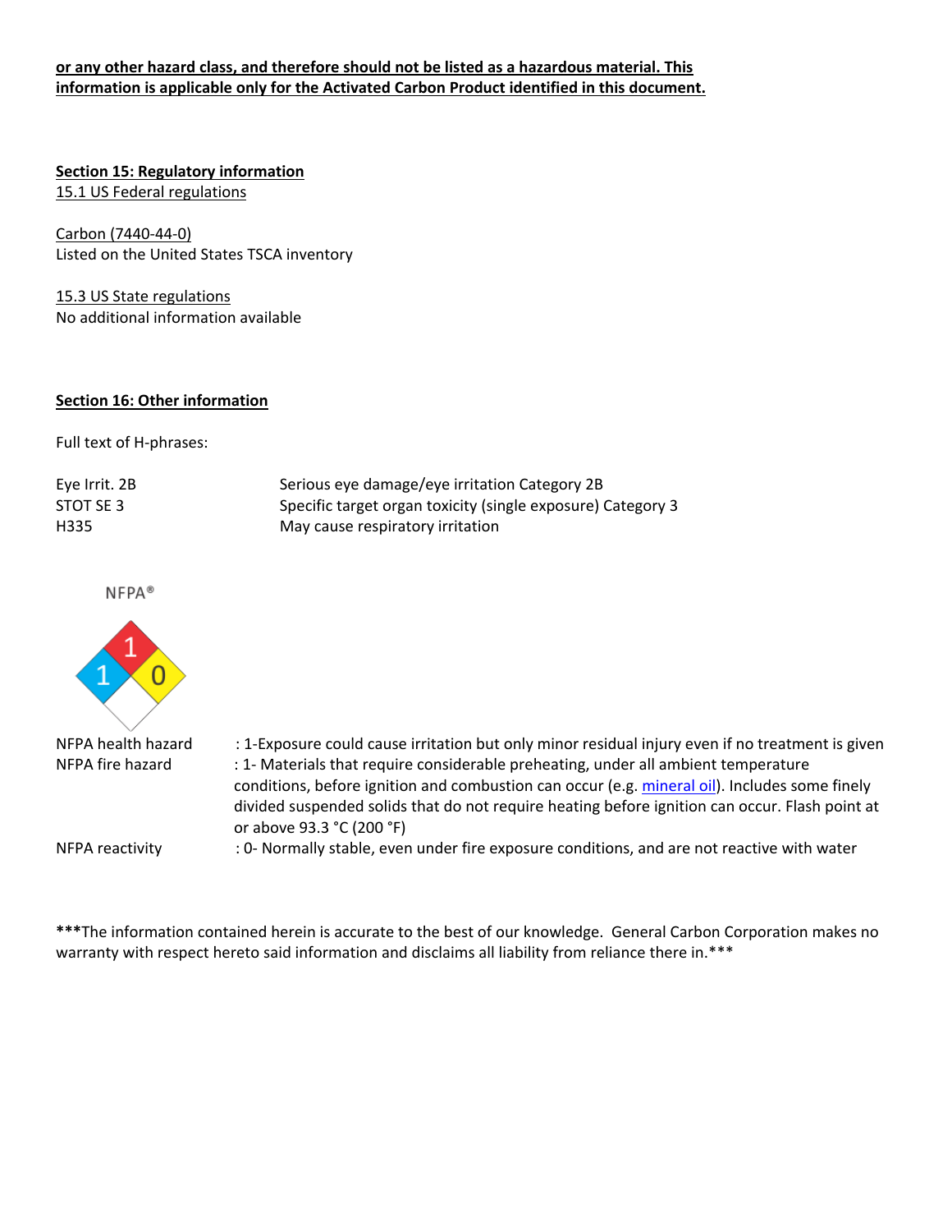**or any other hazard class, and therefore should not be listed as a hazardous material. This information is applicable only for the Activated Carbon Product identified in this document.**

## Section 15: Regulatory information

15.1 US Federal regulations

Carbon (7440-44-0)
Listed on the United States TSCA inventory

15.3 US State regulations
No additional information available

## Section 16: Other information

Full text of H-phrases:

| | |
|---|---|
| Eye Irrit. 2B | Serious eye damage/eye irritation Category 2B |
| STOT SE 3 | Specific target organ toxicity (single exposure) Category 3 |
| H335 | May cause respiratory irritation |

NFPA®

1
1
0

| | |
|---|---|
| NFPA health hazard | : 1-Exposure could cause irritation but only minor residual injury even if no treatment is given |
| NFPA fire hazard | : 1- Materials that require considerable preheating, under all ambient temperature conditions, before ignition and combustion can occur (e.g. mineral oil). Includes some finely divided suspended solids that do not require heating before ignition can occur. Flash point at or above 93.3 °C (200 °F) |
| NFPA reactivity | : 0- Normally stable, even under fire exposure conditions, and are not reactive with water |

***The information contained herein is accurate to the best of our knowledge. General Carbon Corporation makes no warranty with respect hereto said information and disclaims all liability from reliance there in.***